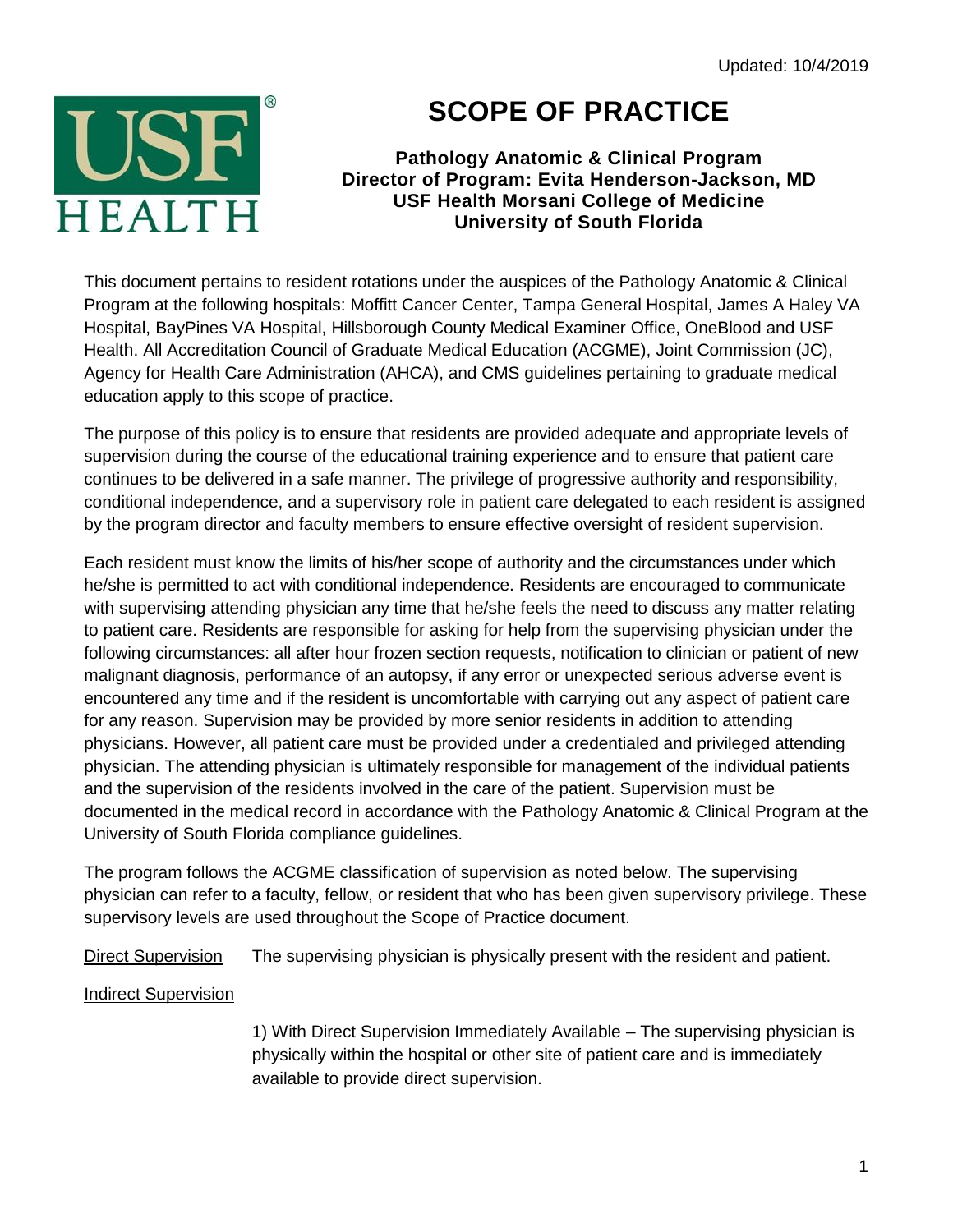Updated: 10/4/2019

# SCOPE OF PRACTICE

**Pathology Anatomic & Clinical Program**
**Director of Program: Evita Henderson-Jackson, MD**
**USF Health Morsani College of Medicine**
**University of South Florida**

This document pertains to resident rotations under the auspices of the Pathology Anatomic & Clinical Program at the following hospitals: Moffitt Cancer Center, Tampa General Hospital, James A Haley VA Hospital, BayPines VA Hospital, Hillsborough County Medical Examiner Office, OneBlood and USF Health. All Accreditation Council of Graduate Medical Education (ACGME), Joint Commission (JC), Agency for Health Care Administration (AHCA), and CMS guidelines pertaining to graduate medical education apply to this scope of practice.

The purpose of this policy is to ensure that residents are provided adequate and appropriate levels of supervision during the course of the educational training experience and to ensure that patient care continues to be delivered in a safe manner. The privilege of progressive authority and responsibility, conditional independence, and a supervisory role in patient care delegated to each resident is assigned by the program director and faculty members to ensure effective oversight of resident supervision.

Each resident must know the limits of his/her scope of authority and the circumstances under which he/she is permitted to act with conditional independence. Residents are encouraged to communicate with supervising attending physician any time that he/she feels the need to discuss any matter relating to patient care. Residents are responsible for asking for help from the supervising physician under the following circumstances: all after hour frozen section requests, notification to clinician or patient of new malignant diagnosis, performance of an autopsy, if any error or unexpected serious adverse event is encountered any time and if the resident is uncomfortable with carrying out any aspect of patient care for any reason. Supervision may be provided by more senior residents in addition to attending physicians. However, all patient care must be provided under a credentialed and privileged attending physician. The attending physician is ultimately responsible for management of the individual patients and the supervision of the residents involved in the care of the patient. Supervision must be documented in the medical record in accordance with the Pathology Anatomic & Clinical Program at the University of South Florida compliance guidelines.

The program follows the ACGME classification of supervision as noted below. The supervising physician can refer to a faculty, fellow, or resident that who has been given supervisory privilege. These supervisory levels are used throughout the Scope of Practice document.

Direct Supervision — The supervising physician is physically present with the resident and patient.

Indirect Supervision

1) With Direct Supervision Immediately Available – The supervising physician is physically within the hospital or other site of patient care and is immediately available to provide direct supervision.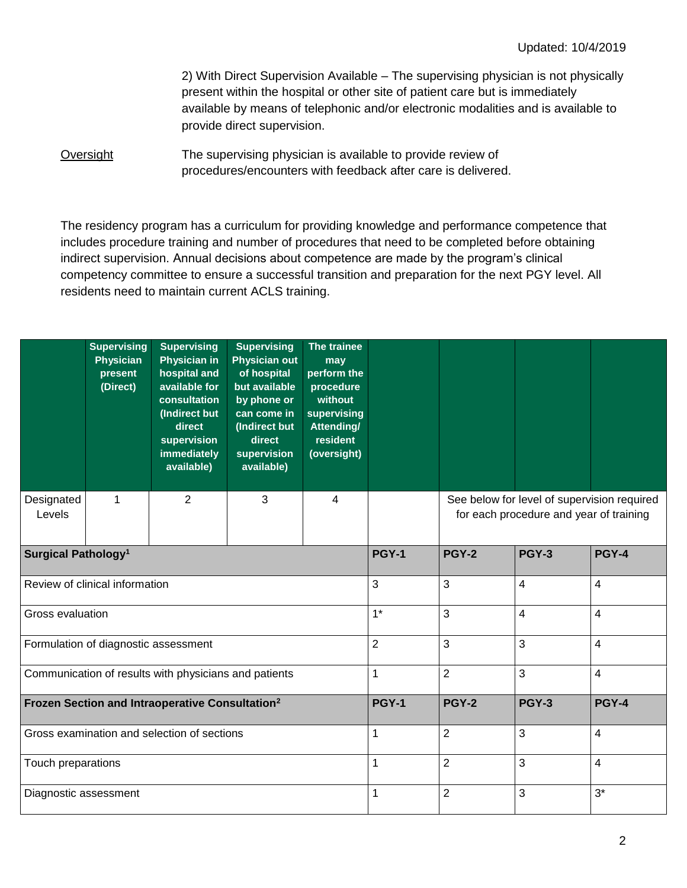Updated: 10/4/2019

2) With Direct Supervision Available – The supervising physician is not physically present within the hospital or other site of patient care but is immediately available by means of telephonic and/or electronic modalities and is available to provide direct supervision.

Oversight — The supervising physician is available to provide review of procedures/encounters with feedback after care is delivered.

The residency program has a curriculum for providing knowledge and performance competence that includes procedure training and number of procedures that need to be completed before obtaining indirect supervision. Annual decisions about competence are made by the program's clinical competency committee to ensure a successful transition and preparation for the next PGY level. All residents need to maintain current ACLS training.

| | Supervising Physician present (Direct) | Supervising Physician in hospital and available for consultation (Indirect but direct supervision immediately available) | Supervising Physician out of hospital but available by phone or can come in (Indirect but direct supervision available) | The trainee may perform the procedure without supervising Attending/ resident (oversight) | | | | |
|---|---|---|---|---|---|---|---|---|
| Designated Levels | 1 | 2 | 3 | 4 | | See below for level of supervision required for each procedure and year of training | | |
| **Surgical Pathology[1]** | | | | | **PGY-1** | **PGY-2** | **PGY-3** | **PGY-4** |
| Review of clinical information | | | | | 3 | 3 | 4 | 4 |
| Gross evaluation | | | | | 1* | 3 | 4 | 4 |
| Formulation of diagnostic assessment | | | | | 2 | 3 | 3 | 4 |
| Communication of results with physicians and patients | | | | | 1 | 2 | 3 | 4 |
| **Frozen Section and Intraoperative Consultation[2]** | | | | | **PGY-1** | **PGY-2** | **PGY-3** | **PGY-4** |
| Gross examination and selection of sections | | | | | 1 | 2 | 3 | 4 |
| Touch preparations | | | | | 1 | 2 | 3 | 4 |
| Diagnostic assessment | | | | | 1 | 2 | 3 | 3* |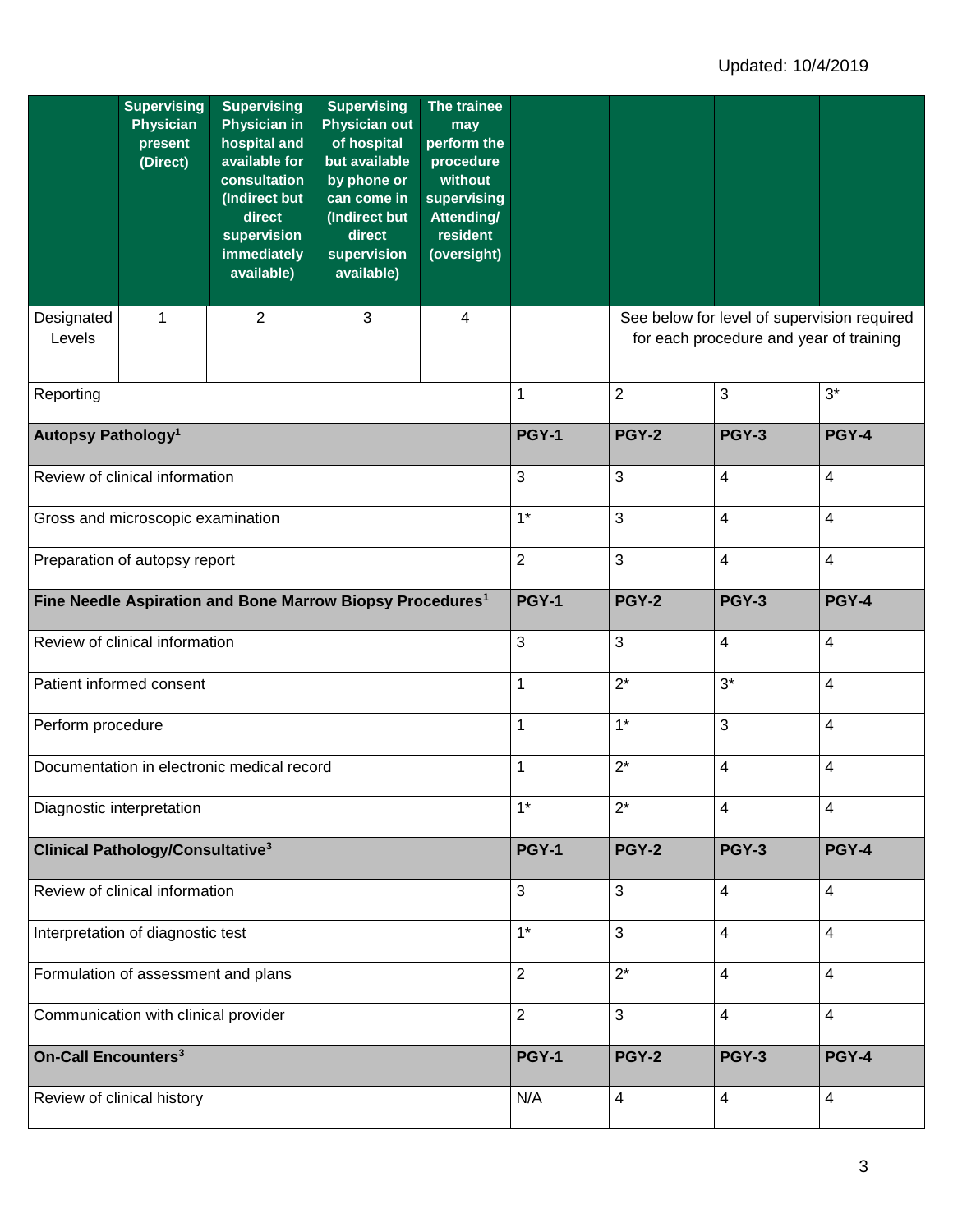Updated: 10/4/2019

| | Supervising Physician present (Direct) | Supervising Physician in hospital and available for consultation (Indirect but direct supervision immediately available) | Supervising Physician out of hospital but available by phone or can come in (Indirect but direct supervision available) | The trainee may perform the procedure without supervising Attending/ resident (oversight) | | | | |
|---|---|---|---|---|---|---|---|---|
| Designated Levels | 1 | 2 | 3 | 4 | | See below for level of supervision required for each procedure and year of training | | |
| Reporting | | | | | 1 | 2 | 3 | 3* |
| **Autopsy Pathology[1]** | | | | | **PGY-1** | **PGY-2** | **PGY-3** | **PGY-4** |
| Review of clinical information | | | | | 3 | 3 | 4 | 4 |
| Gross and microscopic examination | | | | | 1* | 3 | 4 | 4 |
| Preparation of autopsy report | | | | | 2 | 3 | 4 | 4 |
| **Fine Needle Aspiration and Bone Marrow Biopsy Procedures[1]** | | | | | **PGY-1** | **PGY-2** | **PGY-3** | **PGY-4** |
| Review of clinical information | | | | | 3 | 3 | 4 | 4 |
| Patient informed consent | | | | | 1 | 2* | 3* | 4 |
| Perform procedure | | | | | 1 | 1* | 3 | 4 |
| Documentation in electronic medical record | | | | | 1 | 2* | 4 | 4 |
| Diagnostic interpretation | | | | | 1* | 2* | 4 | 4 |
| **Clinical Pathology/Consultative[3]** | | | | | **PGY-1** | **PGY-2** | **PGY-3** | **PGY-4** |
| Review of clinical information | | | | | 3 | 3 | 4 | 4 |
| Interpretation of diagnostic test | | | | | 1* | 3 | 4 | 4 |
| Formulation of assessment and plans | | | | | 2 | 2* | 4 | 4 |
| Communication with clinical provider | | | | | 2 | 3 | 4 | 4 |
| **On-Call Encounters[3]** | | | | | **PGY-1** | **PGY-2** | **PGY-3** | **PGY-4** |
| Review of clinical history | | | | | N/A | 4 | 4 | 4 |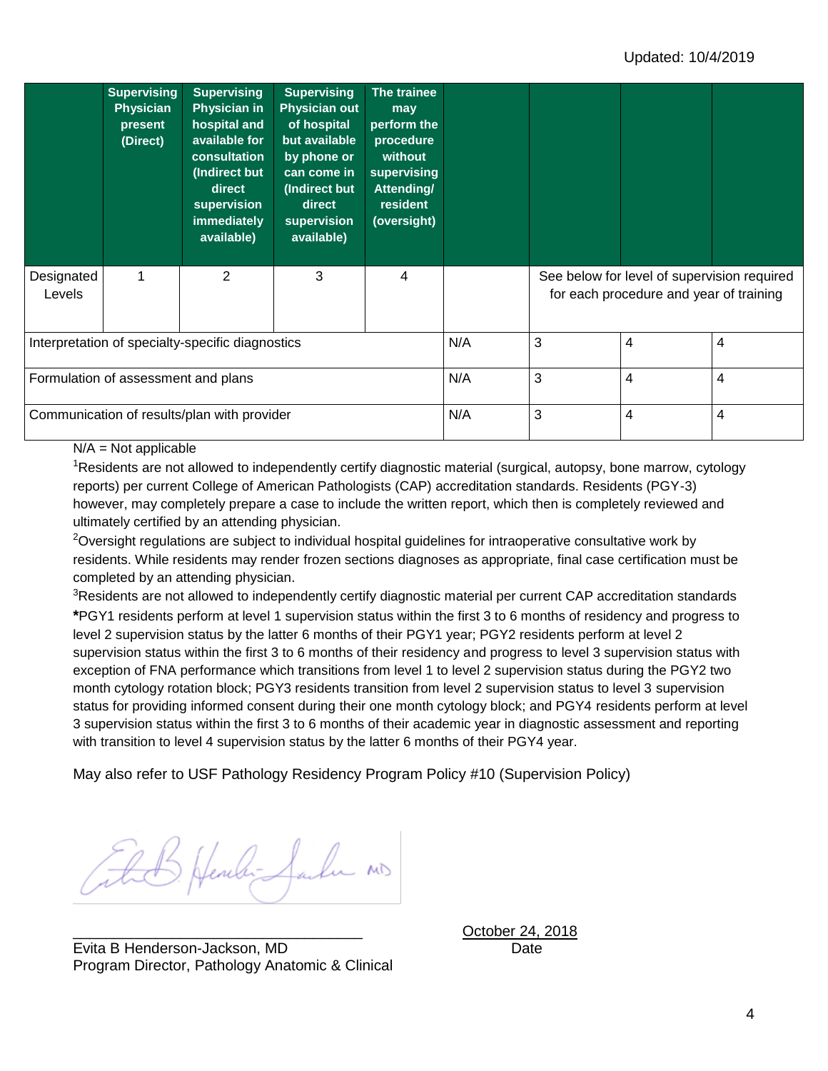Updated: 10/4/2019

| | Supervising Physician present (Direct) | Supervising Physician in hospital and available for consultation (Indirect but direct supervision immediately available) | Supervising Physician out of hospital but available by phone or can come in (Indirect but direct supervision available) | The trainee may perform the procedure without supervising Attending/ resident (oversight) | | | | |
|---|---|---|---|---|---|---|---|---|
| Designated Levels | 1 | 2 | 3 | 4 | | See below for level of supervision required for each procedure and year of training | | |
| Interpretation of specialty-specific diagnostics | | | | | N/A | 3 | 4 | 4 |
| Formulation of assessment and plans | | | | | N/A | 3 | 4 | 4 |
| Communication of results/plan with provider | | | | | N/A | 3 | 4 | 4 |

N/A = Not applicable

[1]Residents are not allowed to independently certify diagnostic material (surgical, autopsy, bone marrow, cytology reports) per current College of American Pathologists (CAP) accreditation standards. Residents (PGY-3) however, may completely prepare a case to include the written report, which then is completely reviewed and ultimately certified by an attending physician.

[2]Oversight regulations are subject to individual hospital guidelines for intraoperative consultative work by residents. While residents may render frozen sections diagnoses as appropriate, final case certification must be completed by an attending physician.

[3]Residents are not allowed to independently certify diagnostic material per current CAP accreditation standards

**\***PGY1 residents perform at level 1 supervision status within the first 3 to 6 months of residency and progress to level 2 supervision status by the latter 6 months of their PGY1 year; PGY2 residents perform at level 2 supervision status within the first 3 to 6 months of their residency and progress to level 3 supervision status with exception of FNA performance which transitions from level 1 to level 2 supervision status during the PGY2 two month cytology rotation block; PGY3 residents transition from level 2 supervision status to level 3 supervision status for providing informed consent during their one month cytology block; and PGY4 residents perform at level 3 supervision status within the first 3 to 6 months of their academic year in diagnostic assessment and reporting with transition to level 4 supervision status by the latter 6 months of their PGY4 year.

May also refer to USF Pathology Residency Program Policy #10 (Supervision Policy)

Evita B Henderson-Jackson, MD
Program Director, Pathology Anatomic & Clinical

October 24, 2018
Date